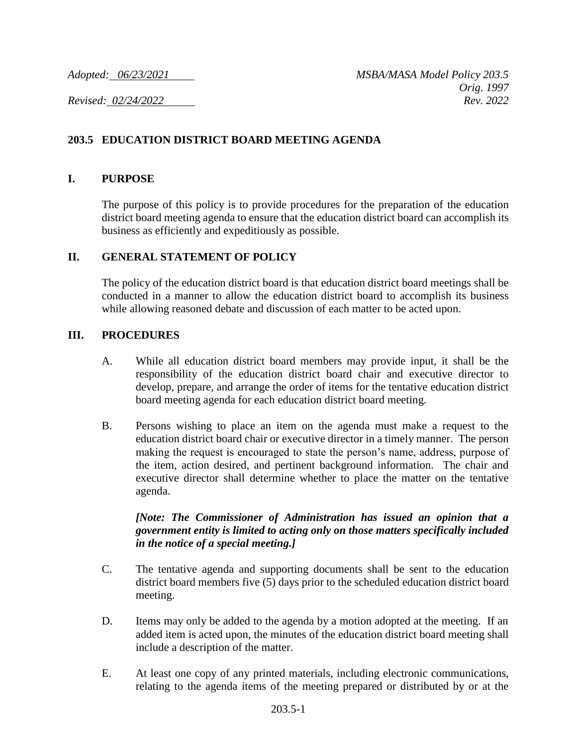*Adopted: 06/23/2021* *MSBA/MASA Model Policy 203.5*
*Orig. 1997*
*Revised: 02/24/2022* *Rev. 2022*

## 203.5 EDUCATION DISTRICT BOARD MEETING AGENDA

### I. PURPOSE

The purpose of this policy is to provide procedures for the preparation of the education district board meeting agenda to ensure that the education district board can accomplish its business as efficiently and expeditiously as possible.

### II. GENERAL STATEMENT OF POLICY

The policy of the education district board is that education district board meetings shall be conducted in a manner to allow the education district board to accomplish its business while allowing reasoned debate and discussion of each matter to be acted upon.

### III. PROCEDURES

A. While all education district board members may provide input, it shall be the responsibility of the education district board chair and executive director to develop, prepare, and arrange the order of items for the tentative education district board meeting agenda for each education district board meeting.

B. Persons wishing to place an item on the agenda must make a request to the education district board chair or executive director in a timely manner. The person making the request is encouraged to state the person's name, address, purpose of the item, action desired, and pertinent background information. The chair and executive director shall determine whether to place the matter on the tentative agenda.

***[Note: The Commissioner of Administration has issued an opinion that a government entity is limited to acting only on those matters specifically included in the notice of a special meeting.]***

C. The tentative agenda and supporting documents shall be sent to the education district board members five (5) days prior to the scheduled education district board meeting.

D. Items may only be added to the agenda by a motion adopted at the meeting. If an added item is acted upon, the minutes of the education district board meeting shall include a description of the matter.

E. At least one copy of any printed materials, including electronic communications, relating to the agenda items of the meeting prepared or distributed by or at the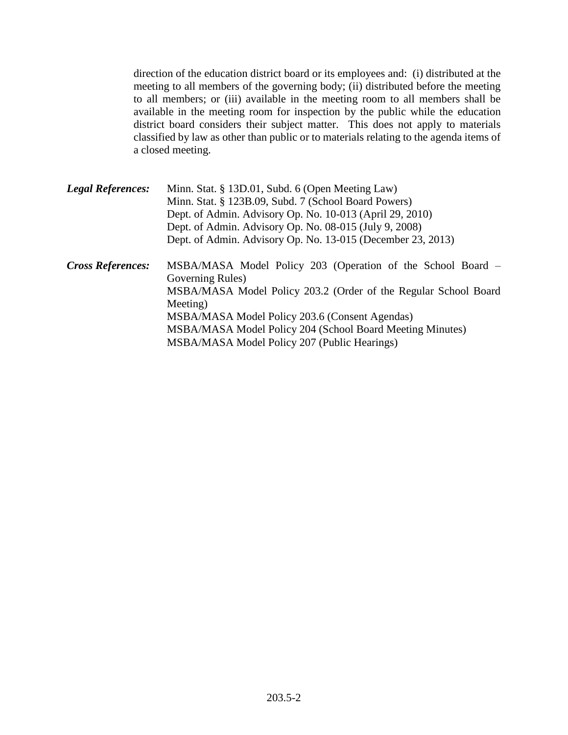direction of the education district board or its employees and: (i) distributed at the meeting to all members of the governing body; (ii) distributed before the meeting to all members; or (iii) available in the meeting room to all members shall be available in the meeting room for inspection by the public while the education district board considers their subject matter. This does not apply to materials classified by law as other than public or to materials relating to the agenda items of a closed meeting.

***Legal References:***

Minn. Stat. § 13D.01, Subd. 6 (Open Meeting Law)
Minn. Stat. § 123B.09, Subd. 7 (School Board Powers)
Dept. of Admin. Advisory Op. No. 10-013 (April 29, 2010)
Dept. of Admin. Advisory Op. No. 08-015 (July 9, 2008)
Dept. of Admin. Advisory Op. No. 13-015 (December 23, 2013)

***Cross References:***

MSBA/MASA Model Policy 203 (Operation of the School Board – Governing Rules)
MSBA/MASA Model Policy 203.2 (Order of the Regular School Board Meeting)
MSBA/MASA Model Policy 203.6 (Consent Agendas)
MSBA/MASA Model Policy 204 (School Board Meeting Minutes)
MSBA/MASA Model Policy 207 (Public Hearings)